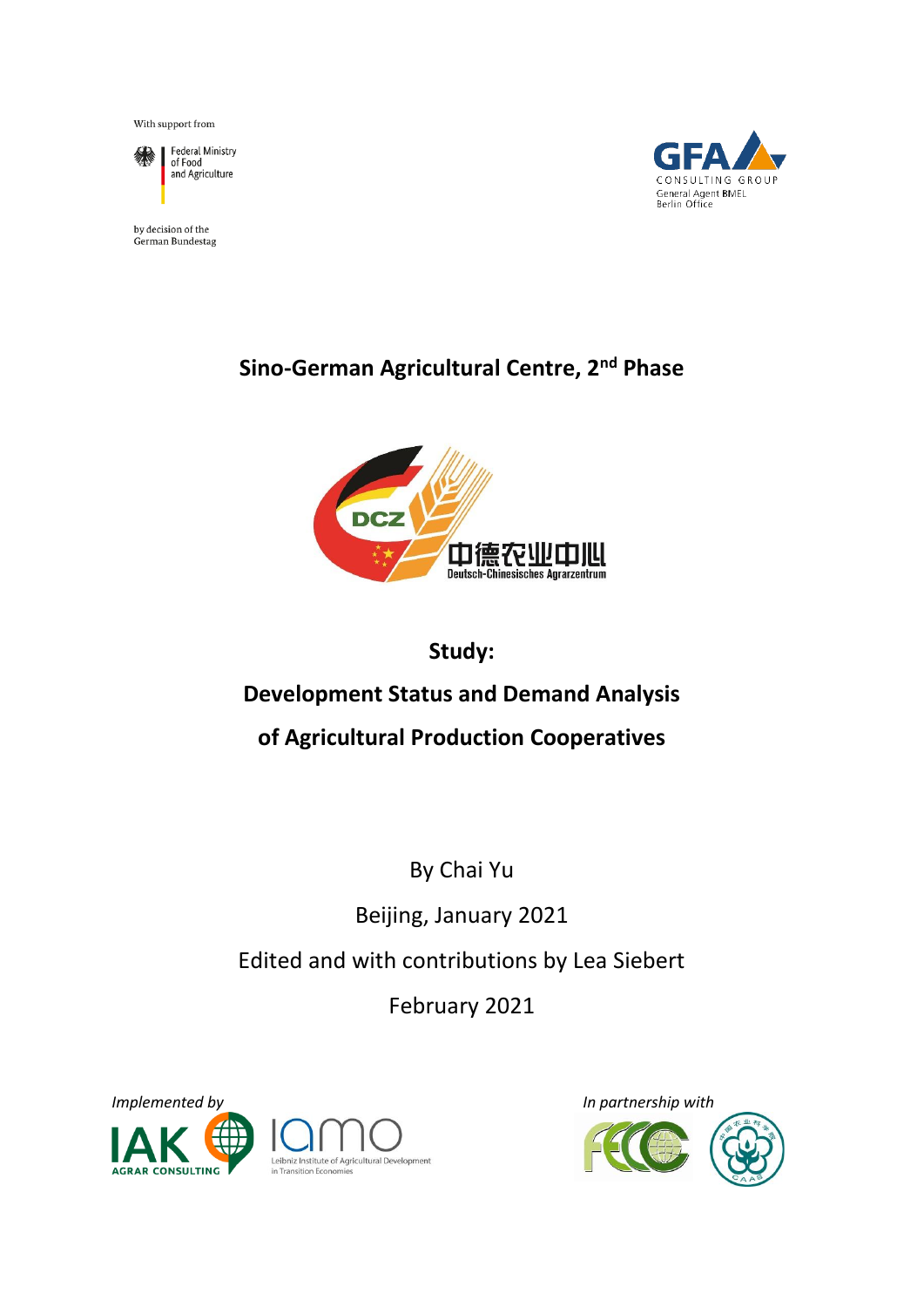With support from

Federal Ministry of Food and Agriculture

by decision of the German Bundestag

GFA CONSULTING GROUP
General Agent BMEL
Berlin Office

# Sino-German Agricultural Centre, 2nd Phase

DCZ 中德农业中心 Deutsch-Chinesisches Agrarzentrum

## Study:

## Development Status and Demand Analysis of Agricultural Production Cooperatives

By Chai Yu

Beijing, January 2021

Edited and with contributions by Lea Siebert

February 2021

*Implemented by*

IAK AGRAR CONSULTING

IAMO Leibniz Institute of Agricultural Development in Transition Economies

*In partnership with*

FECC

CAAS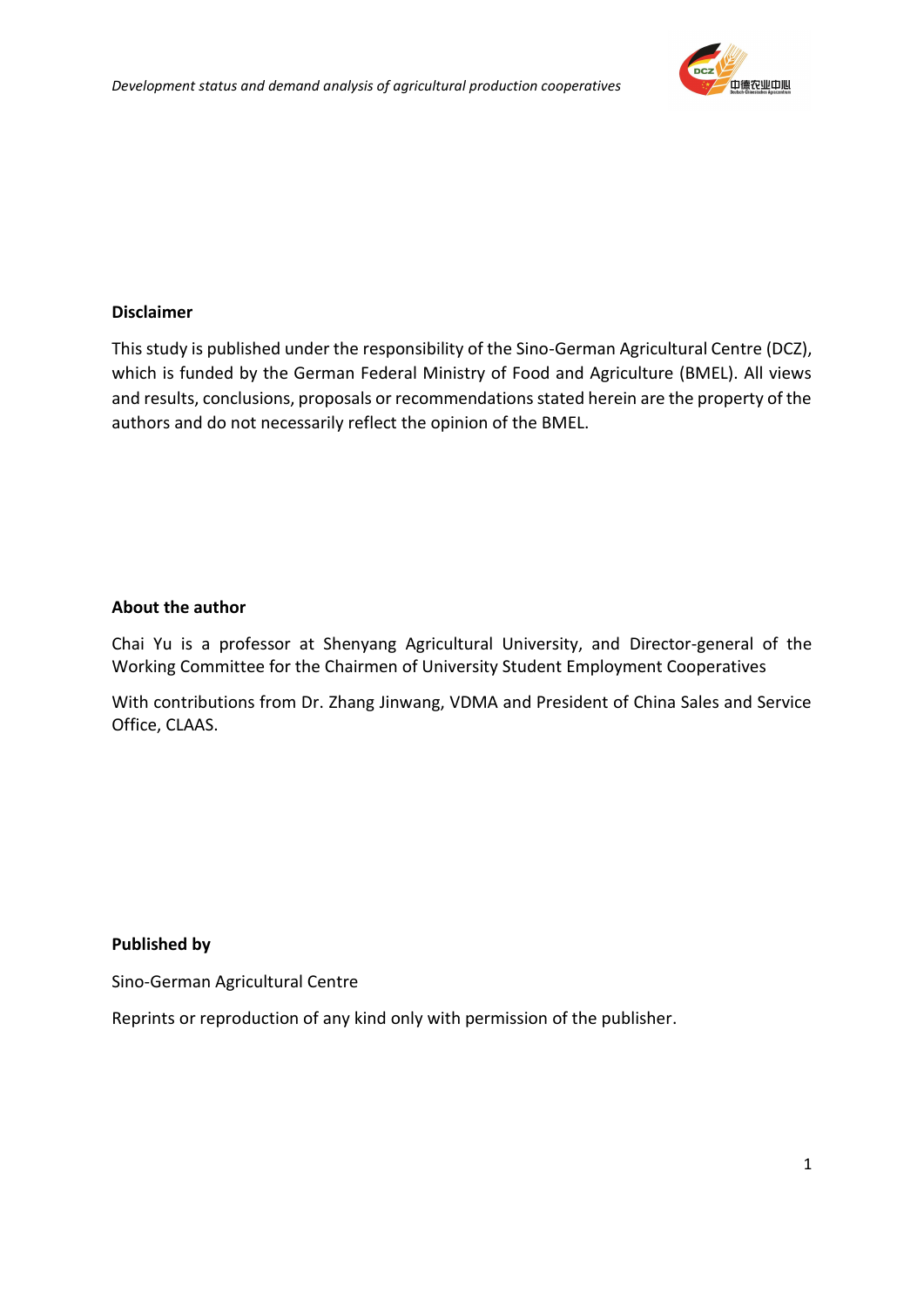**Disclaimer**

This study is published under the responsibility of the Sino-German Agricultural Centre (DCZ), which is funded by the German Federal Ministry of Food and Agriculture (BMEL). All views and results, conclusions, proposals or recommendations stated herein are the property of the authors and do not necessarily reflect the opinion of the BMEL.

**About the author**

Chai Yu is a professor at Shenyang Agricultural University, and Director-general of the Working Committee for the Chairmen of University Student Employment Cooperatives

With contributions from Dr. Zhang Jinwang, VDMA and President of China Sales and Service Office, CLAAS.

**Published by**

Sino-German Agricultural Centre

Reprints or reproduction of any kind only with permission of the publisher.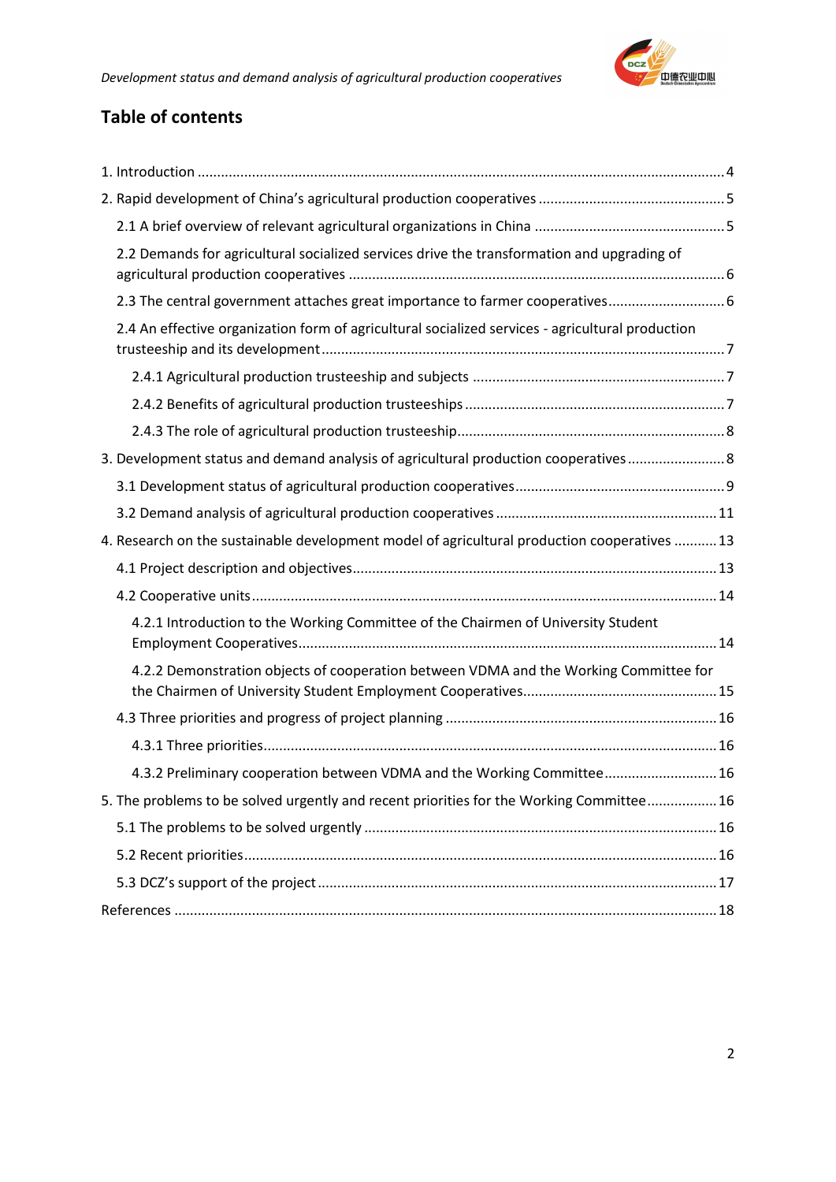## Table of contents

1. Introduction ..... 4
2. Rapid development of China's agricultural production cooperatives ..... 5
   - 2.1 A brief overview of relevant agricultural organizations in China ..... 5
   - 2.2 Demands for agricultural socialized services drive the transformation and upgrading of agricultural production cooperatives ..... 6
   - 2.3 The central government attaches great importance to farmer cooperatives ..... 6
   - 2.4 An effective organization form of agricultural socialized services - agricultural production trusteeship and its development ..... 7
     - 2.4.1 Agricultural production trusteeship and subjects ..... 7
     - 2.4.2 Benefits of agricultural production trusteeships ..... 7
     - 2.4.3 The role of agricultural production trusteeship ..... 8
3. Development status and demand analysis of agricultural production cooperatives ..... 8
   - 3.1 Development status of agricultural production cooperatives ..... 9
   - 3.2 Demand analysis of agricultural production cooperatives ..... 11
4. Research on the sustainable development model of agricultural production cooperatives ..... 13
   - 4.1 Project description and objectives ..... 13
   - 4.2 Cooperative units ..... 14
     - 4.2.1 Introduction to the Working Committee of the Chairmen of University Student Employment Cooperatives ..... 14
     - 4.2.2 Demonstration objects of cooperation between VDMA and the Working Committee for the Chairmen of University Student Employment Cooperatives ..... 15
   - 4.3 Three priorities and progress of project planning ..... 16
     - 4.3.1 Three priorities ..... 16
     - 4.3.2 Preliminary cooperation between VDMA and the Working Committee ..... 16
5. The problems to be solved urgently and recent priorities for the Working Committee ..... 16
   - 5.1 The problems to be solved urgently ..... 16
   - 5.2 Recent priorities ..... 16
   - 5.3 DCZ's support of the project ..... 17

References ..... 18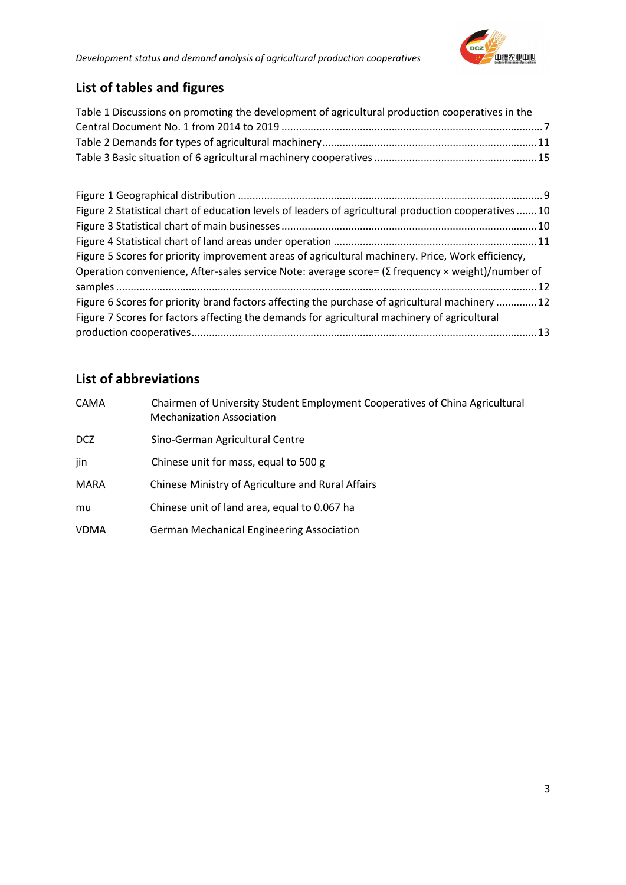## List of tables and figures

Table 1 Discussions on promoting the development of agricultural production cooperatives in the Central Document No. 1 from 2014 to 2019 ........ 7
Table 2 Demands for types of agricultural machinery ........ 11
Table 3 Basic situation of 6 agricultural machinery cooperatives ........ 15

Figure 1 Geographical distribution ........ 9
Figure 2 Statistical chart of education levels of leaders of agricultural production cooperatives ........ 10
Figure 3 Statistical chart of main businesses ........ 10
Figure 4 Statistical chart of land areas under operation ........ 11
Figure 5 Scores for priority improvement areas of agricultural machinery. Price, Work efficiency, Operation convenience, After-sales service Note: average score= (Σ frequency × weight)/number of samples ........ 12
Figure 6 Scores for priority brand factors affecting the purchase of agricultural machinery ........ 12
Figure 7 Scores for factors affecting the demands for agricultural machinery of agricultural production cooperatives ........ 13

## List of abbreviations

| | |
|---|---|
| CAMA | Chairmen of University Student Employment Cooperatives of China Agricultural Mechanization Association |
| DCZ | Sino-German Agricultural Centre |
| jin | Chinese unit for mass, equal to 500 g |
| MARA | Chinese Ministry of Agriculture and Rural Affairs |
| mu | Chinese unit of land area, equal to 0.067 ha |
| VDMA | German Mechanical Engineering Association |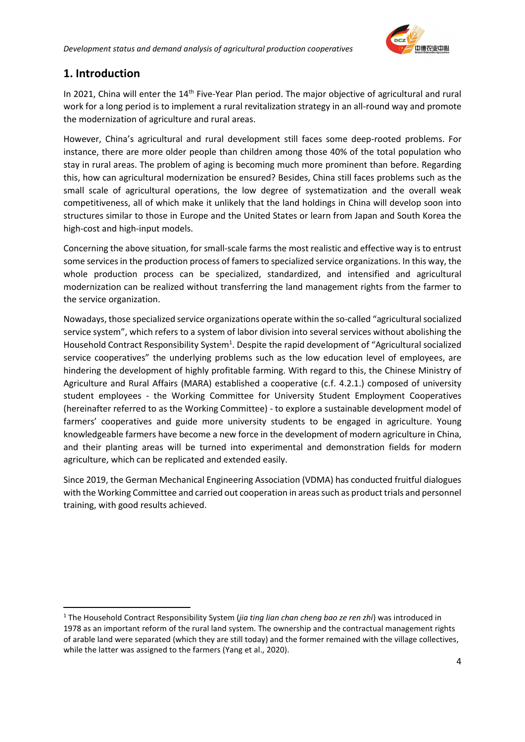## 1. Introduction

In 2021, China will enter the 14th Five-Year Plan period. The major objective of agricultural and rural work for a long period is to implement a rural revitalization strategy in an all-round way and promote the modernization of agriculture and rural areas.

However, China's agricultural and rural development still faces some deep-rooted problems. For instance, there are more older people than children among those 40% of the total population who stay in rural areas. The problem of aging is becoming much more prominent than before. Regarding this, how can agricultural modernization be ensured? Besides, China still faces problems such as the small scale of agricultural operations, the low degree of systematization and the overall weak competitiveness, all of which make it unlikely that the land holdings in China will develop soon into structures similar to those in Europe and the United States or learn from Japan and South Korea the high-cost and high-input models.

Concerning the above situation, for small-scale farms the most realistic and effective way is to entrust some services in the production process of famers to specialized service organizations. In this way, the whole production process can be specialized, standardized, and intensified and agricultural modernization can be realized without transferring the land management rights from the farmer to the service organization.

Nowadays, those specialized service organizations operate within the so-called "agricultural socialized service system", which refers to a system of labor division into several services without abolishing the Household Contract Responsibility System[1]. Despite the rapid development of "Agricultural socialized service cooperatives" the underlying problems such as the low education level of employees, are hindering the development of highly profitable farming. With regard to this, the Chinese Ministry of Agriculture and Rural Affairs (MARA) established a cooperative (c.f. 4.2.1.) composed of university student employees - the Working Committee for University Student Employment Cooperatives (hereinafter referred to as the Working Committee) - to explore a sustainable development model of farmers' cooperatives and guide more university students to be engaged in agriculture. Young knowledgeable farmers have become a new force in the development of modern agriculture in China, and their planting areas will be turned into experimental and demonstration fields for modern agriculture, which can be replicated and extended easily.

Since 2019, the German Mechanical Engineering Association (VDMA) has conducted fruitful dialogues with the Working Committee and carried out cooperation in areas such as product trials and personnel training, with good results achieved.

---

[1] The Household Contract Responsibility System (*jia ting lian chan cheng bao ze ren zhi*) was introduced in 1978 as an important reform of the rural land system. The ownership and the contractual management rights of arable land were separated (which they are still today) and the former remained with the village collectives, while the latter was assigned to the farmers (Yang et al., 2020).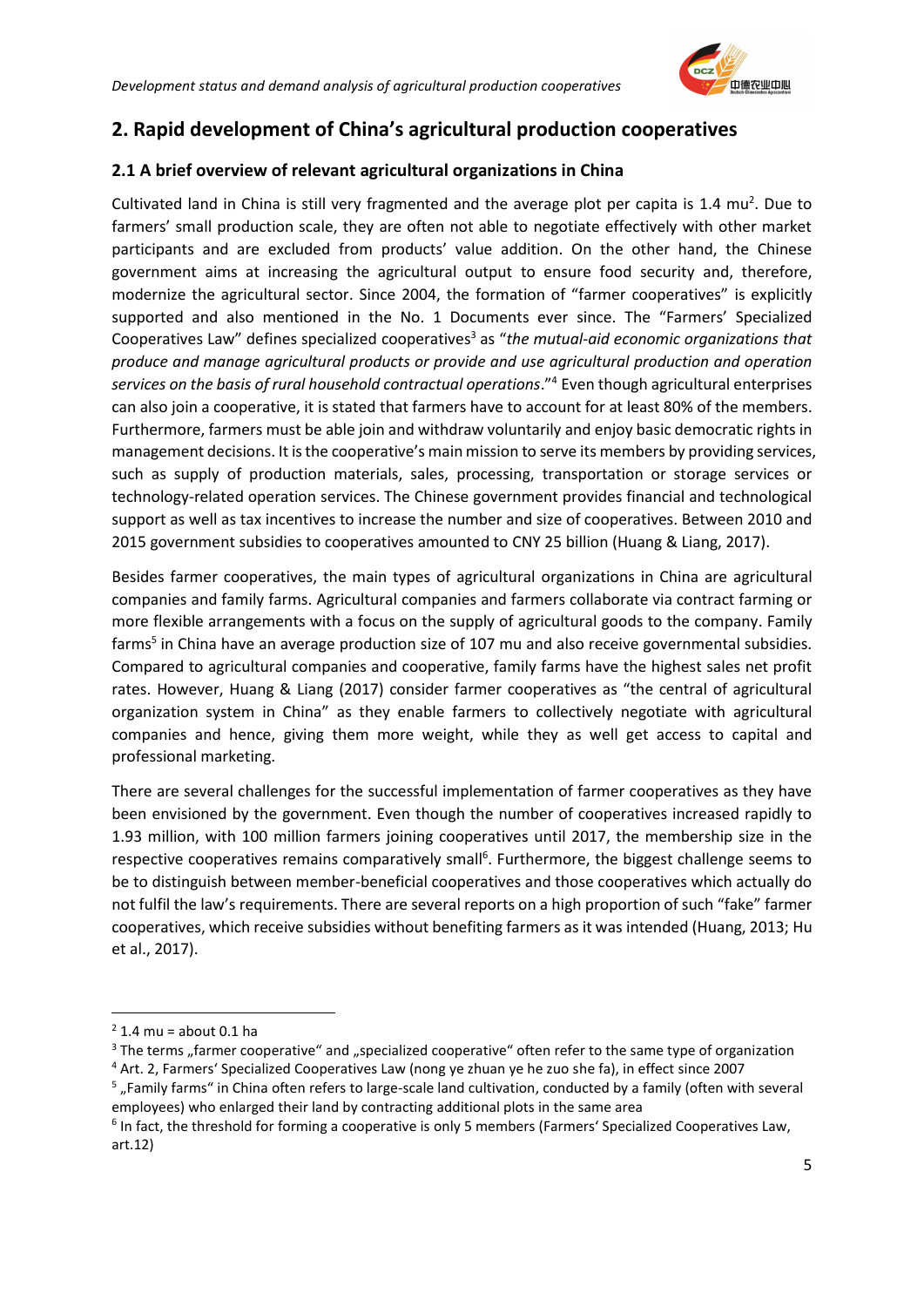## 2. Rapid development of China's agricultural production cooperatives

### 2.1 A brief overview of relevant agricultural organizations in China

Cultivated land in China is still very fragmented and the average plot per capita is 1.4 mu[2]. Due to farmers' small production scale, they are often not able to negotiate effectively with other market participants and are excluded from products' value addition. On the other hand, the Chinese government aims at increasing the agricultural output to ensure food security and, therefore, modernize the agricultural sector. Since 2004, the formation of "farmer cooperatives" is explicitly supported and also mentioned in the No. 1 Documents ever since. The "Farmers' Specialized Cooperatives Law" defines specialized cooperatives[3] as "*the mutual-aid economic organizations that produce and manage agricultural products or provide and use agricultural production and operation services on the basis of rural household contractual operations*."[4] Even though agricultural enterprises can also join a cooperative, it is stated that farmers have to account for at least 80% of the members. Furthermore, farmers must be able join and withdraw voluntarily and enjoy basic democratic rights in management decisions. It is the cooperative's main mission to serve its members by providing services, such as supply of production materials, sales, processing, transportation or storage services or technology-related operation services. The Chinese government provides financial and technological support as well as tax incentives to increase the number and size of cooperatives. Between 2010 and 2015 government subsidies to cooperatives amounted to CNY 25 billion (Huang & Liang, 2017).

Besides farmer cooperatives, the main types of agricultural organizations in China are agricultural companies and family farms. Agricultural companies and farmers collaborate via contract farming or more flexible arrangements with a focus on the supply of agricultural goods to the company. Family farms[5] in China have an average production size of 107 mu and also receive governmental subsidies. Compared to agricultural companies and cooperative, family farms have the highest sales net profit rates. However, Huang & Liang (2017) consider farmer cooperatives as "the central of agricultural organization system in China" as they enable farmers to collectively negotiate with agricultural companies and hence, giving them more weight, while they as well get access to capital and professional marketing.

There are several challenges for the successful implementation of farmer cooperatives as they have been envisioned by the government. Even though the number of cooperatives increased rapidly to 1.93 million, with 100 million farmers joining cooperatives until 2017, the membership size in the respective cooperatives remains comparatively small[6]. Furthermore, the biggest challenge seems to be to distinguish between member-beneficial cooperatives and those cooperatives which actually do not fulfil the law's requirements. There are several reports on a high proportion of such "fake" farmer cooperatives, which receive subsidies without benefiting farmers as it was intended (Huang, 2013; Hu et al., 2017).

---

[2] 1.4 mu = about 0.1 ha

[3] The terms „farmer cooperative" and „specialized cooperative" often refer to the same type of organization

[4] Art. 2, Farmers' Specialized Cooperatives Law (nong ye zhuan ye he zuo she fa), in effect since 2007

[5] „Family farms" in China often refers to large-scale land cultivation, conducted by a family (often with several employees) who enlarged their land by contracting additional plots in the same area

[6] In fact, the threshold for forming a cooperative is only 5 members (Farmers' Specialized Cooperatives Law, art.12)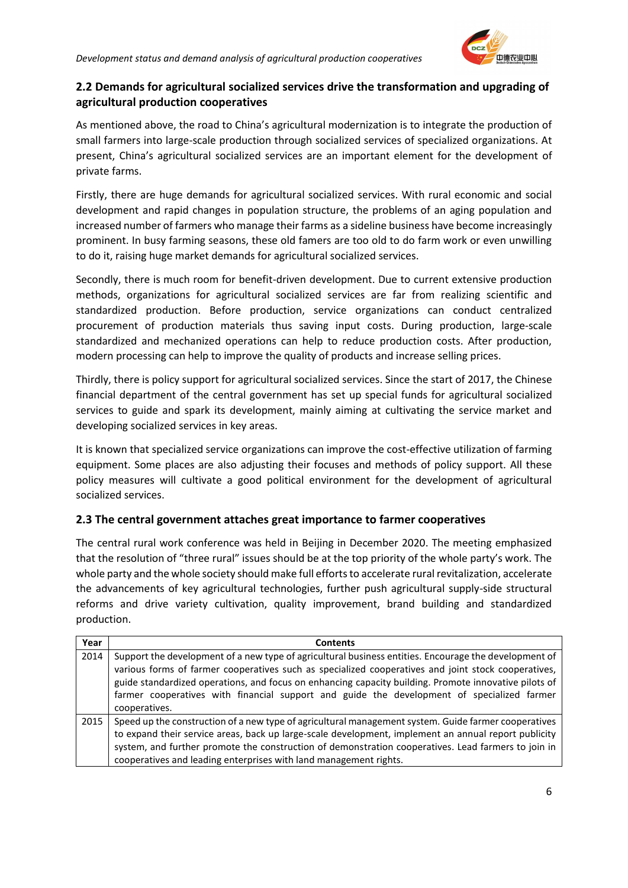## 2.2 Demands for agricultural socialized services drive the transformation and upgrading of agricultural production cooperatives

As mentioned above, the road to China's agricultural modernization is to integrate the production of small farmers into large-scale production through socialized services of specialized organizations. At present, China's agricultural socialized services are an important element for the development of private farms.

Firstly, there are huge demands for agricultural socialized services. With rural economic and social development and rapid changes in population structure, the problems of an aging population and increased number of farmers who manage their farms as a sideline business have become increasingly prominent. In busy farming seasons, these old famers are too old to do farm work or even unwilling to do it, raising huge market demands for agricultural socialized services.

Secondly, there is much room for benefit-driven development. Due to current extensive production methods, organizations for agricultural socialized services are far from realizing scientific and standardized production. Before production, service organizations can conduct centralized procurement of production materials thus saving input costs. During production, large-scale standardized and mechanized operations can help to reduce production costs. After production, modern processing can help to improve the quality of products and increase selling prices.

Thirdly, there is policy support for agricultural socialized services. Since the start of 2017, the Chinese financial department of the central government has set up special funds for agricultural socialized services to guide and spark its development, mainly aiming at cultivating the service market and developing socialized services in key areas.

It is known that specialized service organizations can improve the cost-effective utilization of farming equipment. Some places are also adjusting their focuses and methods of policy support. All these policy measures will cultivate a good political environment for the development of agricultural socialized services.

## 2.3 The central government attaches great importance to farmer cooperatives

The central rural work conference was held in Beijing in December 2020. The meeting emphasized that the resolution of "three rural" issues should be at the top priority of the whole party's work. The whole party and the whole society should make full efforts to accelerate rural revitalization, accelerate the advancements of key agricultural technologies, further push agricultural supply-side structural reforms and drive variety cultivation, quality improvement, brand building and standardized production.

| Year | Contents |
|---|---|
| 2014 | Support the development of a new type of agricultural business entities. Encourage the development of various forms of farmer cooperatives such as specialized cooperatives and joint stock cooperatives, guide standardized operations, and focus on enhancing capacity building. Promote innovative pilots of farmer cooperatives with financial support and guide the development of specialized farmer cooperatives. |
| 2015 | Speed up the construction of a new type of agricultural management system. Guide farmer cooperatives to expand their service areas, back up large-scale development, implement an annual report publicity system, and further promote the construction of demonstration cooperatives. Lead farmers to join in cooperatives and leading enterprises with land management rights. |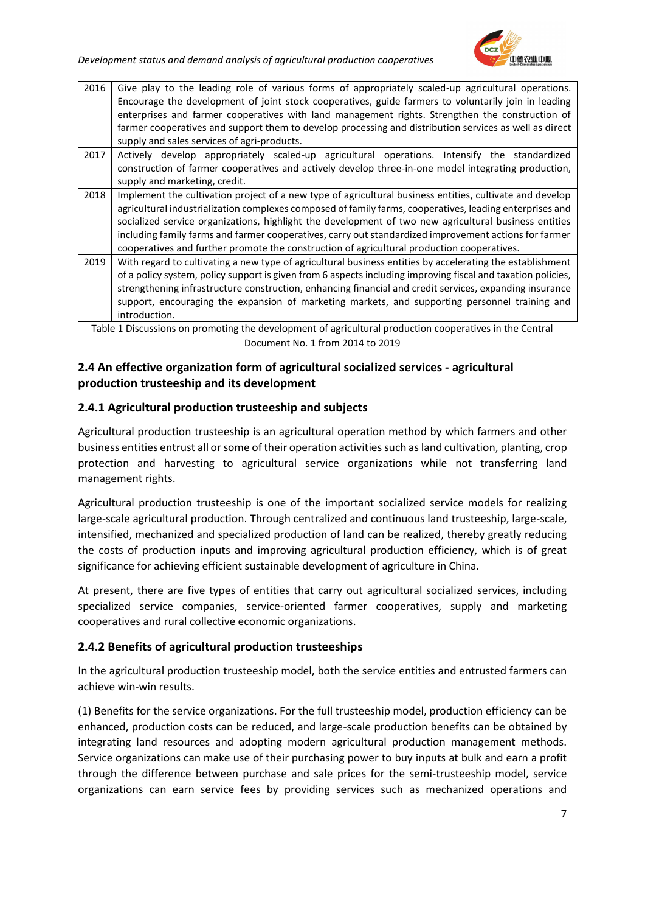| | |
|---|---|
| 2016 | Give play to the leading role of various forms of appropriately scaled-up agricultural operations. Encourage the development of joint stock cooperatives, guide farmers to voluntarily join in leading enterprises and farmer cooperatives with land management rights. Strengthen the construction of farmer cooperatives and support them to develop processing and distribution services as well as direct supply and sales services of agri-products. |
| 2017 | Actively develop appropriately scaled-up agricultural operations. Intensify the standardized construction of farmer cooperatives and actively develop three-in-one model integrating production, supply and marketing, credit. |
| 2018 | Implement the cultivation project of a new type of agricultural business entities, cultivate and develop agricultural industrialization complexes composed of family farms, cooperatives, leading enterprises and socialized service organizations, highlight the development of two new agricultural business entities including family farms and farmer cooperatives, carry out standardized improvement actions for farmer cooperatives and further promote the construction of agricultural production cooperatives. |
| 2019 | With regard to cultivating a new type of agricultural business entities by accelerating the establishment of a policy system, policy support is given from 6 aspects including improving fiscal and taxation policies, strengthening infrastructure construction, enhancing financial and credit services, expanding insurance support, encouraging the expansion of marketing markets, and supporting personnel training and introduction. |

Table 1 Discussions on promoting the development of agricultural production cooperatives in the Central Document No. 1 from 2014 to 2019

### 2.4 An effective organization form of agricultural socialized services - agricultural production trusteeship and its development

#### 2.4.1 Agricultural production trusteeship and subjects

Agricultural production trusteeship is an agricultural operation method by which farmers and other business entities entrust all or some of their operation activities such as land cultivation, planting, crop protection and harvesting to agricultural service organizations while not transferring land management rights.

Agricultural production trusteeship is one of the important socialized service models for realizing large-scale agricultural production. Through centralized and continuous land trusteeship, large-scale, intensified, mechanized and specialized production of land can be realized, thereby greatly reducing the costs of production inputs and improving agricultural production efficiency, which is of great significance for achieving efficient sustainable development of agriculture in China.

At present, there are five types of entities that carry out agricultural socialized services, including specialized service companies, service-oriented farmer cooperatives, supply and marketing cooperatives and rural collective economic organizations.

#### 2.4.2 Benefits of agricultural production trusteeships

In the agricultural production trusteeship model, both the service entities and entrusted farmers can achieve win-win results.

(1) Benefits for the service organizations. For the full trusteeship model, production efficiency can be enhanced, production costs can be reduced, and large-scale production benefits can be obtained by integrating land resources and adopting modern agricultural production management methods. Service organizations can make use of their purchasing power to buy inputs at bulk and earn a profit through the difference between purchase and sale prices for the semi-trusteeship model, service organizations can earn service fees by providing services such as mechanized operations and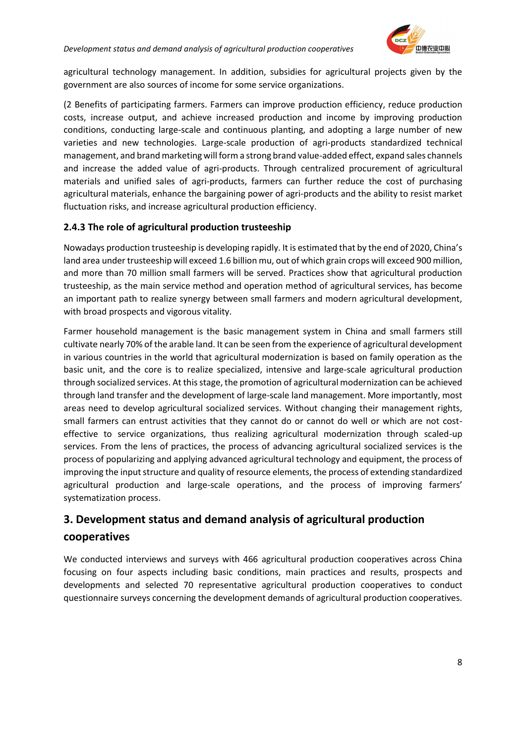agricultural technology management. In addition, subsidies for agricultural projects given by the government are also sources of income for some service organizations.

(2 Benefits of participating farmers. Farmers can improve production efficiency, reduce production costs, increase output, and achieve increased production and income by improving production conditions, conducting large-scale and continuous planting, and adopting a large number of new varieties and new technologies. Large-scale production of agri-products standardized technical management, and brand marketing will form a strong brand value-added effect, expand sales channels and increase the added value of agri-products. Through centralized procurement of agricultural materials and unified sales of agri-products, farmers can further reduce the cost of purchasing agricultural materials, enhance the bargaining power of agri-products and the ability to resist market fluctuation risks, and increase agricultural production efficiency.

### 2.4.3 The role of agricultural production trusteeship

Nowadays production trusteeship is developing rapidly. It is estimated that by the end of 2020, China's land area under trusteeship will exceed 1.6 billion mu, out of which grain crops will exceed 900 million, and more than 70 million small farmers will be served. Practices show that agricultural production trusteeship, as the main service method and operation method of agricultural services, has become an important path to realize synergy between small farmers and modern agricultural development, with broad prospects and vigorous vitality.

Farmer household management is the basic management system in China and small farmers still cultivate nearly 70% of the arable land. It can be seen from the experience of agricultural development in various countries in the world that agricultural modernization is based on family operation as the basic unit, and the core is to realize specialized, intensive and large-scale agricultural production through socialized services. At this stage, the promotion of agricultural modernization can be achieved through land transfer and the development of large-scale land management. More importantly, most areas need to develop agricultural socialized services. Without changing their management rights, small farmers can entrust activities that they cannot do or cannot do well or which are not cost-effective to service organizations, thus realizing agricultural modernization through scaled-up services. From the lens of practices, the process of advancing agricultural socialized services is the process of popularizing and applying advanced agricultural technology and equipment, the process of improving the input structure and quality of resource elements, the process of extending standardized agricultural production and large-scale operations, and the process of improving farmers' systematization process.

## 3. Development status and demand analysis of agricultural production cooperatives

We conducted interviews and surveys with 466 agricultural production cooperatives across China focusing on four aspects including basic conditions, main practices and results, prospects and developments and selected 70 representative agricultural production cooperatives to conduct questionnaire surveys concerning the development demands of agricultural production cooperatives.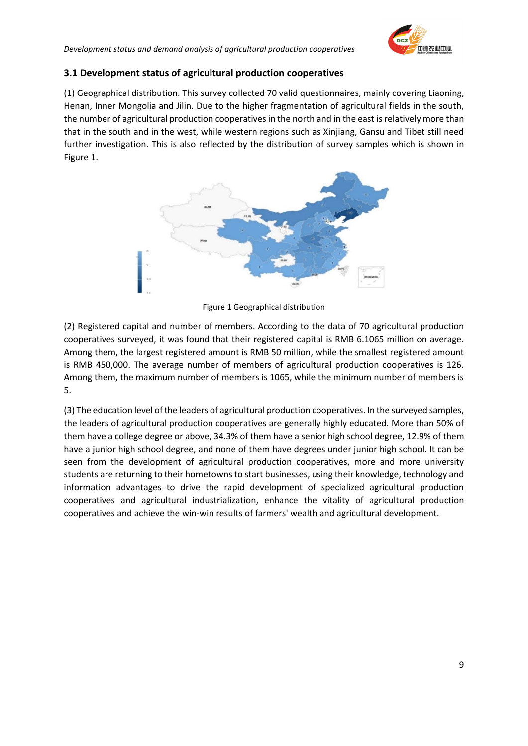### 3.1 Development status of agricultural production cooperatives

(1) Geographical distribution. This survey collected 70 valid questionnaires, mainly covering Liaoning, Henan, Inner Mongolia and Jilin. Due to the higher fragmentation of agricultural fields in the south, the number of agricultural production cooperatives in the north and in the east is relatively more than that in the south and in the west, while western regions such as Xinjiang, Gansu and Tibet still need further investigation. This is also reflected by the distribution of survey samples which is shown in Figure 1.

Figure 1 Geographical distribution

(2) Registered capital and number of members. According to the data of 70 agricultural production cooperatives surveyed, it was found that their registered capital is RMB 6.1065 million on average. Among them, the largest registered amount is RMB 50 million, while the smallest registered amount is RMB 450,000. The average number of members of agricultural production cooperatives is 126. Among them, the maximum number of members is 1065, while the minimum number of members is 5.

(3) The education level of the leaders of agricultural production cooperatives. In the surveyed samples, the leaders of agricultural production cooperatives are generally highly educated. More than 50% of them have a college degree or above, 34.3% of them have a senior high school degree, 12.9% of them have a junior high school degree, and none of them have degrees under junior high school. It can be seen from the development of agricultural production cooperatives, more and more university students are returning to their hometowns to start businesses, using their knowledge, technology and information advantages to drive the rapid development of specialized agricultural production cooperatives and agricultural industrialization, enhance the vitality of agricultural production cooperatives and achieve the win-win results of farmers' wealth and agricultural development.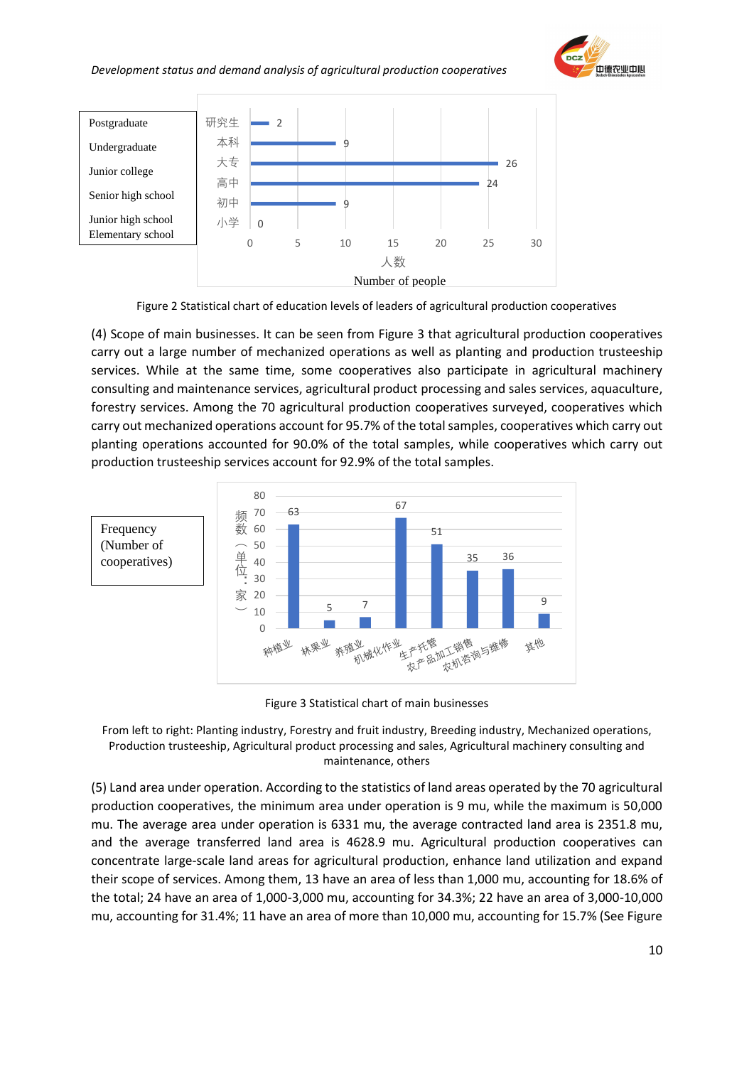| Education level | | Number of people |
|---|---|---|
| Postgraduate | 研究生 | 2 |
| Undergraduate | 本科 | 9 |
| Junior college | 大专 | 26 |
| Senior high school | 高中 | 24 |
| Junior high school | 初中 | 9 |
| Elementary school | 小学 | 0 |

Figure 2 Statistical chart of education levels of leaders of agricultural production cooperatives

(4) Scope of main businesses. It can be seen from Figure 3 that agricultural production cooperatives carry out a large number of mechanized operations as well as planting and production trusteeship services. While at the same time, some cooperatives also participate in agricultural machinery consulting and maintenance services, agricultural product processing and sales services, aquaculture, forestry services. Among the 70 agricultural production cooperatives surveyed, cooperatives which carry out mechanized operations account for 95.7% of the total samples, cooperatives which carry out planting operations accounted for 90.0% of the total samples, while cooperatives which carry out production trusteeship services account for 92.9% of the total samples.

| Main business | | Frequency (Number of cooperatives) 频数（单位：家） |
|---|---|---|
| 种植业 | Planting industry | 63 |
| 林果业 | Forestry and fruit industry | 5 |
| 养殖业 | Breeding industry | 7 |
| 机械化作业 | Mechanized operations | 67 |
| 生产托管 | Production trusteeship | 51 |
| 农产品加工销售 | Agricultural product processing and sales | 35 |
| 农机咨询与维修 | Agricultural machinery consulting and maintenance | 36 |
| 其他 | others | 9 |

Figure 3 Statistical chart of main businesses

From left to right: Planting industry, Forestry and fruit industry, Breeding industry, Mechanized operations, Production trusteeship, Agricultural product processing and sales, Agricultural machinery consulting and maintenance, others

(5) Land area under operation. According to the statistics of land areas operated by the 70 agricultural production cooperatives, the minimum area under operation is 9 mu, while the maximum is 50,000 mu. The average area under operation is 6331 mu, the average contracted land area is 2351.8 mu, and the average transferred land area is 4628.9 mu. Agricultural production cooperatives can concentrate large-scale land areas for agricultural production, enhance land utilization and expand their scope of services. Among them, 13 have an area of less than 1,000 mu, accounting for 18.6% of the total; 24 have an area of 1,000-3,000 mu, accounting for 34.3%; 22 have an area of 3,000-10,000 mu, accounting for 31.4%; 11 have an area of more than 10,000 mu, accounting for 15.7% (See Figure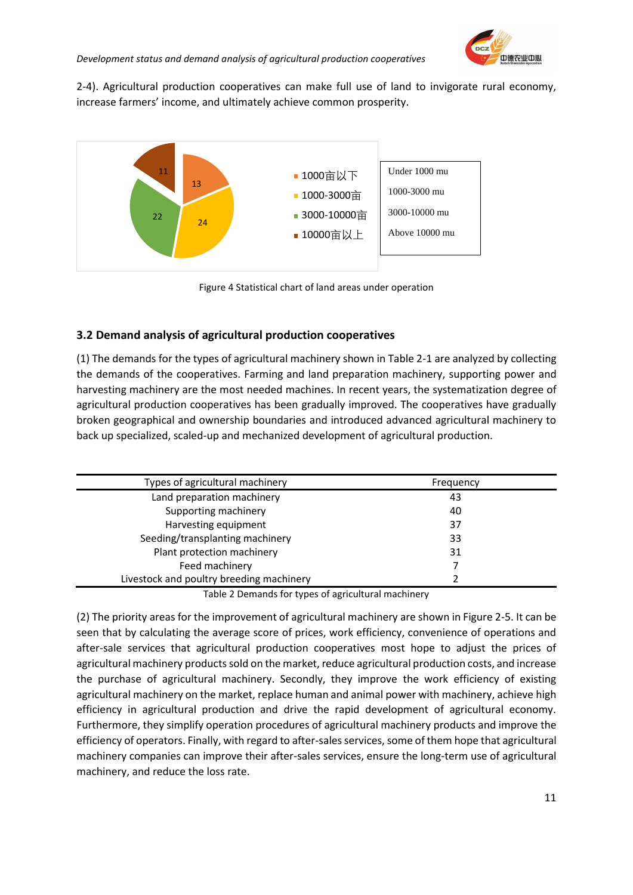2-4). Agricultural production cooperatives can make full use of land to invigorate rural economy, increase farmers' income, and ultimately achieve common prosperity.

Figure 4 Statistical chart of land areas under operation

### 3.2 Demand analysis of agricultural production cooperatives

(1) The demands for the types of agricultural machinery shown in Table 2-1 are analyzed by collecting the demands of the cooperatives. Farming and land preparation machinery, supporting power and harvesting machinery are the most needed machines. In recent years, the systematization degree of agricultural production cooperatives has been gradually improved. The cooperatives have gradually broken geographical and ownership boundaries and introduced advanced agricultural machinery to back up specialized, scaled-up and mechanized development of agricultural production.

| Types of agricultural machinery | Frequency |
|---|---|
| Land preparation machinery | 43 |
| Supporting machinery | 40 |
| Harvesting equipment | 37 |
| Seeding/transplanting machinery | 33 |
| Plant protection machinery | 31 |
| Feed machinery | 7 |
| Livestock and poultry breeding machinery | 2 |

Table 2 Demands for types of agricultural machinery

(2) The priority areas for the improvement of agricultural machinery are shown in Figure 2-5. It can be seen that by calculating the average score of prices, work efficiency, convenience of operations and after-sale services that agricultural production cooperatives most hope to adjust the prices of agricultural machinery products sold on the market, reduce agricultural production costs, and increase the purchase of agricultural machinery. Secondly, they improve the work efficiency of existing agricultural machinery on the market, replace human and animal power with machinery, achieve high efficiency in agricultural production and drive the rapid development of agricultural economy. Furthermore, they simplify operation procedures of agricultural machinery products and improve the efficiency of operators. Finally, with regard to after-sales services, some of them hope that agricultural machinery companies can improve their after-sales services, ensure the long-term use of agricultural machinery, and reduce the loss rate.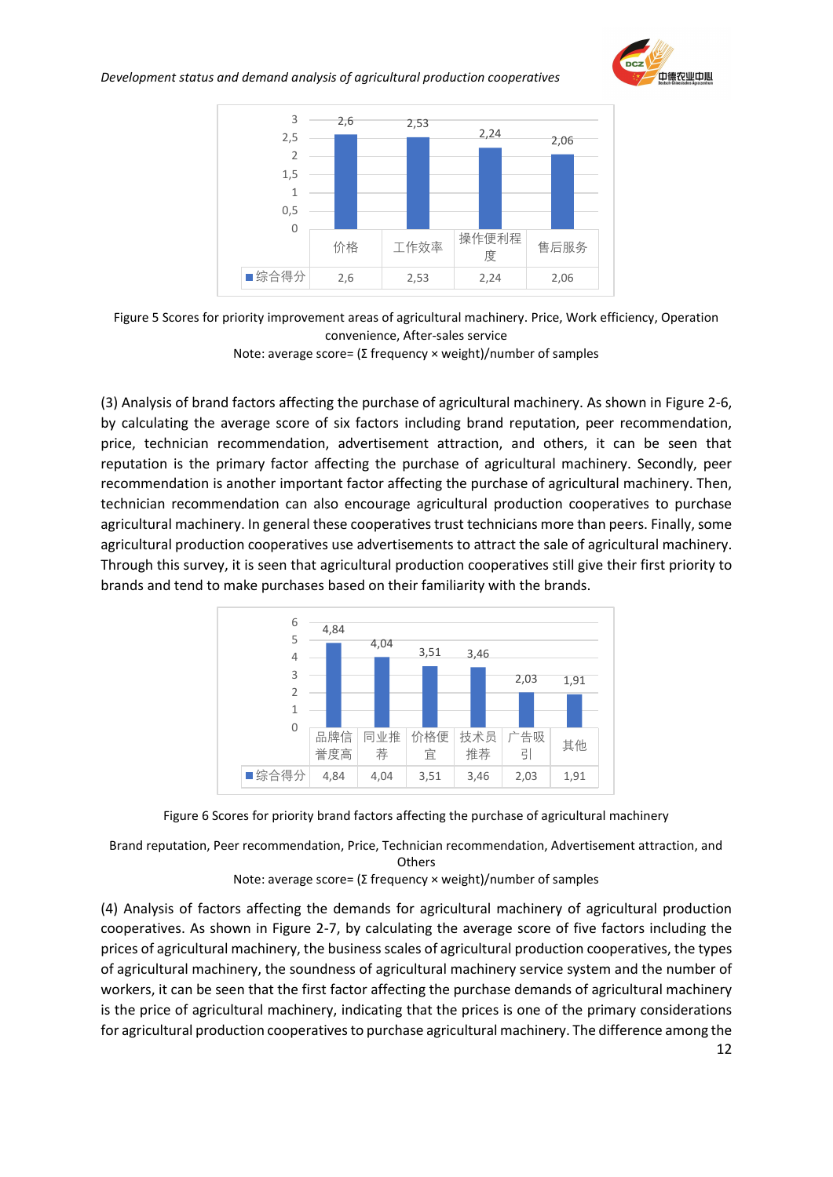| | 价格 | 工作效率 | 操作便利程度 | 售后服务 |
|---|---|---|---|---|
| 综合得分 | 2,6 | 2,53 | 2,24 | 2,06 |

Figure 5 Scores for priority improvement areas of agricultural machinery. Price, Work efficiency, Operation convenience, After-sales service

Note: average score= (Σ frequency × weight)/number of samples

(3) Analysis of brand factors affecting the purchase of agricultural machinery. As shown in Figure 2-6, by calculating the average score of six factors including brand reputation, peer recommendation, price, technician recommendation, advertisement attraction, and others, it can be seen that reputation is the primary factor affecting the purchase of agricultural machinery. Secondly, peer recommendation is another important factor affecting the purchase of agricultural machinery. Then, technician recommendation can also encourage agricultural production cooperatives to purchase agricultural machinery. In general these cooperatives trust technicians more than peers. Finally, some agricultural production cooperatives use advertisements to attract the sale of agricultural machinery. Through this survey, it is seen that agricultural production cooperatives still give their first priority to brands and tend to make purchases based on their familiarity with the brands.

| | 品牌信誉度高 | 同业推荐 | 价格便宜 | 技术员推荐 | 广告吸引 | 其他 |
|---|---|---|---|---|---|---|
| 综合得分 | 4,84 | 4,04 | 3,51 | 3,46 | 2,03 | 1,91 |

Figure 6 Scores for priority brand factors affecting the purchase of agricultural machinery

Brand reputation, Peer recommendation, Price, Technician recommendation, Advertisement attraction, and Others

Note: average score= (Σ frequency × weight)/number of samples

(4) Analysis of factors affecting the demands for agricultural machinery of agricultural production cooperatives. As shown in Figure 2-7, by calculating the average score of five factors including the prices of agricultural machinery, the business scales of agricultural production cooperatives, the types of agricultural machinery, the soundness of agricultural machinery service system and the number of workers, it can be seen that the first factor affecting the purchase demands of agricultural machinery is the price of agricultural machinery, indicating that the prices is one of the primary considerations for agricultural production cooperatives to purchase agricultural machinery. The difference among the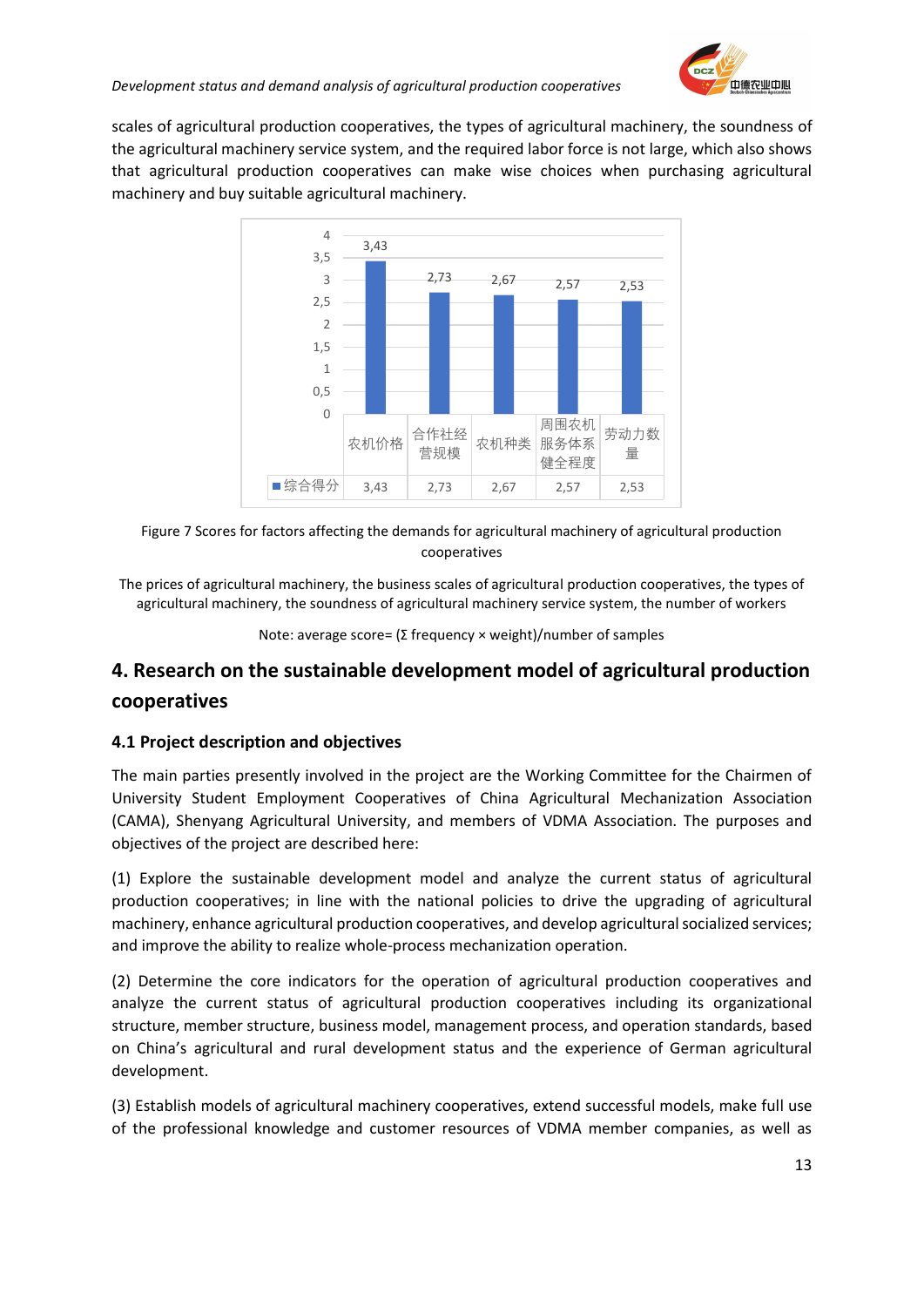scales of agricultural production cooperatives, the types of agricultural machinery, the soundness of the agricultural machinery service system, and the required labor force is not large, which also shows that agricultural production cooperatives can make wise choices when purchasing agricultural machinery and buy suitable agricultural machinery.

| | 农机价格 | 合作社经营规模 | 农机种类 | 周围农机服务体系健全程度 | 劳动力数量 |
|---|---|---|---|---|---|
| 综合得分 | 3,43 | 2,73 | 2,67 | 2,57 | 2,53 |

Figure 7 Scores for factors affecting the demands for agricultural machinery of agricultural production cooperatives

The prices of agricultural machinery, the business scales of agricultural production cooperatives, the types of agricultural machinery, the soundness of agricultural machinery service system, the number of workers

Note: average score= (Σ frequency × weight)/number of samples

## 4. Research on the sustainable development model of agricultural production cooperatives

### 4.1 Project description and objectives

The main parties presently involved in the project are the Working Committee for the Chairmen of University Student Employment Cooperatives of China Agricultural Mechanization Association (CAMA), Shenyang Agricultural University, and members of VDMA Association. The purposes and objectives of the project are described here:

(1) Explore the sustainable development model and analyze the current status of agricultural production cooperatives; in line with the national policies to drive the upgrading of agricultural machinery, enhance agricultural production cooperatives, and develop agricultural socialized services; and improve the ability to realize whole-process mechanization operation.

(2) Determine the core indicators for the operation of agricultural production cooperatives and analyze the current status of agricultural production cooperatives including its organizational structure, member structure, business model, management process, and operation standards, based on China's agricultural and rural development status and the experience of German agricultural development.

(3) Establish models of agricultural machinery cooperatives, extend successful models, make full use of the professional knowledge and customer resources of VDMA member companies, as well as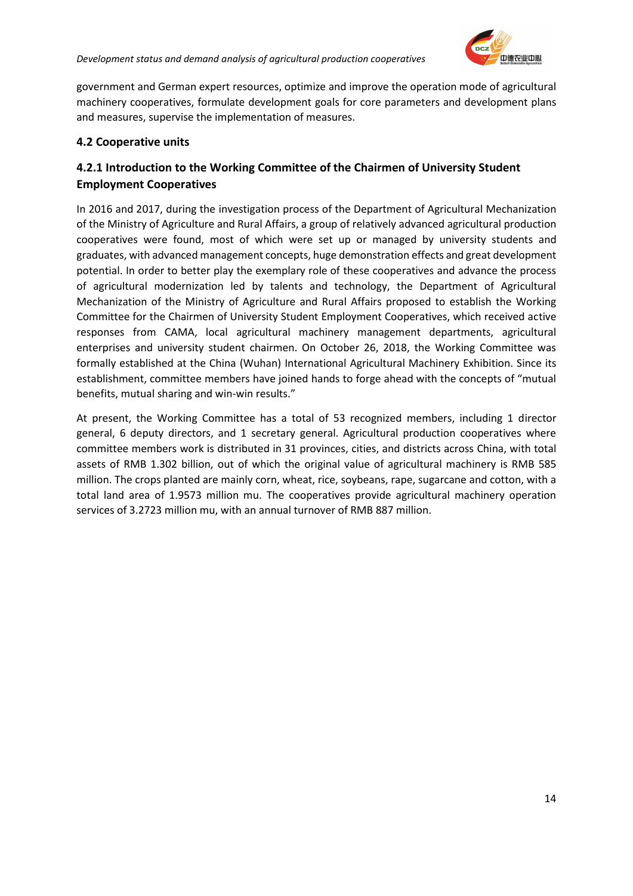government and German expert resources, optimize and improve the operation mode of agricultural machinery cooperatives, formulate development goals for core parameters and development plans and measures, supervise the implementation of measures.

## 4.2 Cooperative units

### 4.2.1 Introduction to the Working Committee of the Chairmen of University Student Employment Cooperatives

In 2016 and 2017, during the investigation process of the Department of Agricultural Mechanization of the Ministry of Agriculture and Rural Affairs, a group of relatively advanced agricultural production cooperatives were found, most of which were set up or managed by university students and graduates, with advanced management concepts, huge demonstration effects and great development potential. In order to better play the exemplary role of these cooperatives and advance the process of agricultural modernization led by talents and technology, the Department of Agricultural Mechanization of the Ministry of Agriculture and Rural Affairs proposed to establish the Working Committee for the Chairmen of University Student Employment Cooperatives, which received active responses from CAMA, local agricultural machinery management departments, agricultural enterprises and university student chairmen. On October 26, 2018, the Working Committee was formally established at the China (Wuhan) International Agricultural Machinery Exhibition. Since its establishment, committee members have joined hands to forge ahead with the concepts of "mutual benefits, mutual sharing and win-win results."

At present, the Working Committee has a total of 53 recognized members, including 1 director general, 6 deputy directors, and 1 secretary general. Agricultural production cooperatives where committee members work is distributed in 31 provinces, cities, and districts across China, with total assets of RMB 1.302 billion, out of which the original value of agricultural machinery is RMB 585 million. The crops planted are mainly corn, wheat, rice, soybeans, rape, sugarcane and cotton, with a total land area of 1.9573 million mu. The cooperatives provide agricultural machinery operation services of 3.2723 million mu, with an annual turnover of RMB 887 million.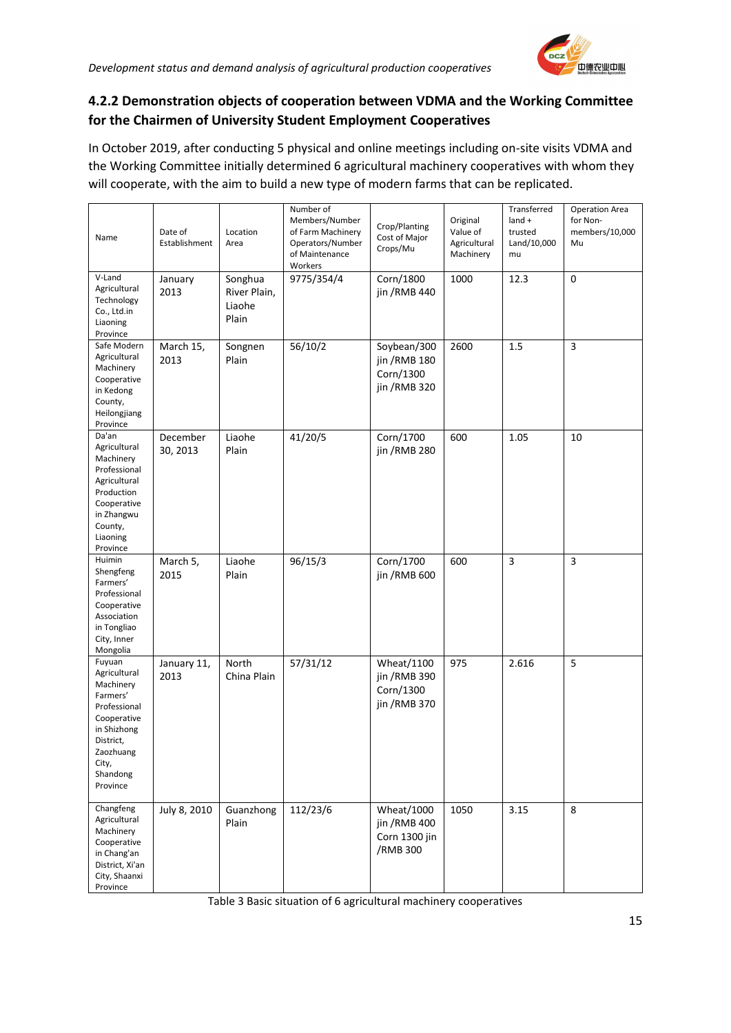### 4.2.2 Demonstration objects of cooperation between VDMA and the Working Committee for the Chairmen of University Student Employment Cooperatives

In October 2019, after conducting 5 physical and online meetings including on-site visits VDMA and the Working Committee initially determined 6 agricultural machinery cooperatives with whom they will cooperate, with the aim to build a new type of modern farms that can be replicated.

| Name | Date of Establishment | Location Area | Number of Members/Number of Farm Machinery Operators/Number of Maintenance Workers | Crop/Planting Cost of Major Crops/Mu | Original Value of Agricultural Machinery | Transferred land + trusted Land/10,000 mu | Operation Area for Non-members/10,000 Mu |
|---|---|---|---|---|---|---|---|
| V-Land Agricultural Technology Co., Ltd.in Liaoning Province | January 2013 | Songhua River Plain, Liaohe Plain | 9775/354/4 | Corn/1800 jin /RMB 440 | 1000 | 12.3 | 0 |
| Safe Modern Agricultural Machinery Cooperative in Kedong County, Heilongjiang Province | March 15, 2013 | Songnen Plain | 56/10/2 | Soybean/300 jin /RMB 180 Corn/1300 jin /RMB 320 | 2600 | 1.5 | 3 |
| Da'an Agricultural Machinery Professional Agricultural Production Cooperative in Zhangwu County, Liaoning Province | December 30, 2013 | Liaohe Plain | 41/20/5 | Corn/1700 jin /RMB 280 | 600 | 1.05 | 10 |
| Huimin Shengfeng Farmers' Professional Cooperative Association in Tongliao City, Inner Mongolia | March 5, 2015 | Liaohe Plain | 96/15/3 | Corn/1700 jin /RMB 600 | 600 | 3 | 3 |
| Fuyuan Agricultural Machinery Farmers' Professional Cooperative in Shizhong District, Zaozhuang City, Shandong Province | January 11, 2013 | North China Plain | 57/31/12 | Wheat/1100 jin /RMB 390 Corn/1300 jin /RMB 370 | 975 | 2.616 | 5 |
| Changfeng Agricultural Machinery Cooperative in Chang'an District, Xi'an City, Shaanxi Province | July 8, 2010 | Guanzhong Plain | 112/23/6 | Wheat/1000 jin /RMB 400 Corn 1300 jin /RMB 300 | 1050 | 3.15 | 8 |

Table 3 Basic situation of 6 agricultural machinery cooperatives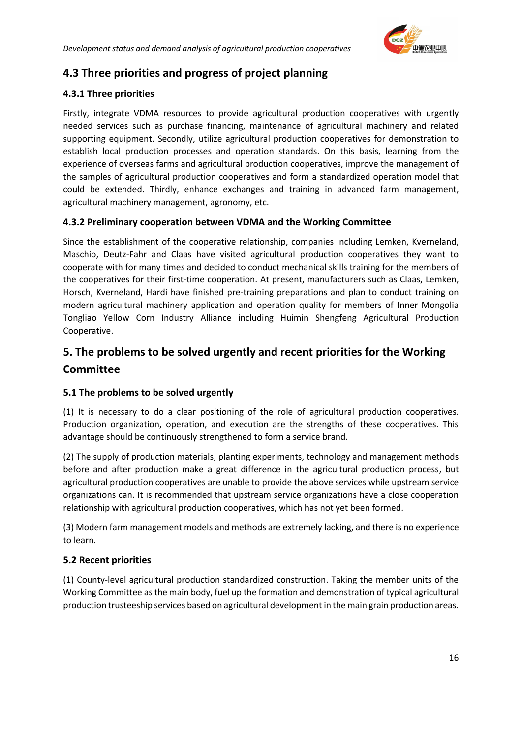## 4.3 Three priorities and progress of project planning

### 4.3.1 Three priorities

Firstly, integrate VDMA resources to provide agricultural production cooperatives with urgently needed services such as purchase financing, maintenance of agricultural machinery and related supporting equipment. Secondly, utilize agricultural production cooperatives for demonstration to establish local production processes and operation standards. On this basis, learning from the experience of overseas farms and agricultural production cooperatives, improve the management of the samples of agricultural production cooperatives and form a standardized operation model that could be extended. Thirdly, enhance exchanges and training in advanced farm management, agricultural machinery management, agronomy, etc.

### 4.3.2 Preliminary cooperation between VDMA and the Working Committee

Since the establishment of the cooperative relationship, companies including Lemken, Kverneland, Maschio, Deutz-Fahr and Claas have visited agricultural production cooperatives they want to cooperate with for many times and decided to conduct mechanical skills training for the members of the cooperatives for their first-time cooperation. At present, manufacturers such as Claas, Lemken, Horsch, Kverneland, Hardi have finished pre-training preparations and plan to conduct training on modern agricultural machinery application and operation quality for members of Inner Mongolia Tongliao Yellow Corn Industry Alliance including Huimin Shengfeng Agricultural Production Cooperative.

## 5. The problems to be solved urgently and recent priorities for the Working Committee

### 5.1 The problems to be solved urgently

(1) It is necessary to do a clear positioning of the role of agricultural production cooperatives. Production organization, operation, and execution are the strengths of these cooperatives. This advantage should be continuously strengthened to form a service brand.

(2) The supply of production materials, planting experiments, technology and management methods before and after production make a great difference in the agricultural production process, but agricultural production cooperatives are unable to provide the above services while upstream service organizations can. It is recommended that upstream service organizations have a close cooperation relationship with agricultural production cooperatives, which has not yet been formed.

(3) Modern farm management models and methods are extremely lacking, and there is no experience to learn.

### 5.2 Recent priorities

(1) County-level agricultural production standardized construction. Taking the member units of the Working Committee as the main body, fuel up the formation and demonstration of typical agricultural production trusteeship services based on agricultural development in the main grain production areas.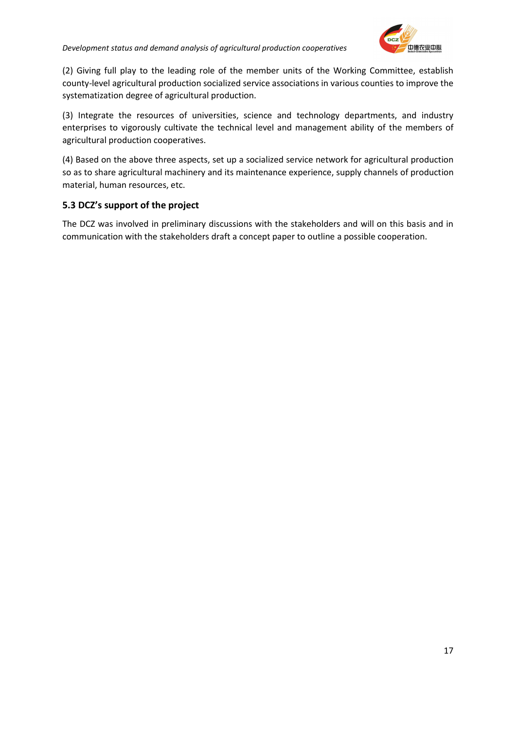(2) Giving full play to the leading role of the member units of the Working Committee, establish county-level agricultural production socialized service associations in various counties to improve the systematization degree of agricultural production.

(3) Integrate the resources of universities, science and technology departments, and industry enterprises to vigorously cultivate the technical level and management ability of the members of agricultural production cooperatives.

(4) Based on the above three aspects, set up a socialized service network for agricultural production so as to share agricultural machinery and its maintenance experience, supply channels of production material, human resources, etc.

### 5.3 DCZ's support of the project

The DCZ was involved in preliminary discussions with the stakeholders and will on this basis and in communication with the stakeholders draft a concept paper to outline a possible cooperation.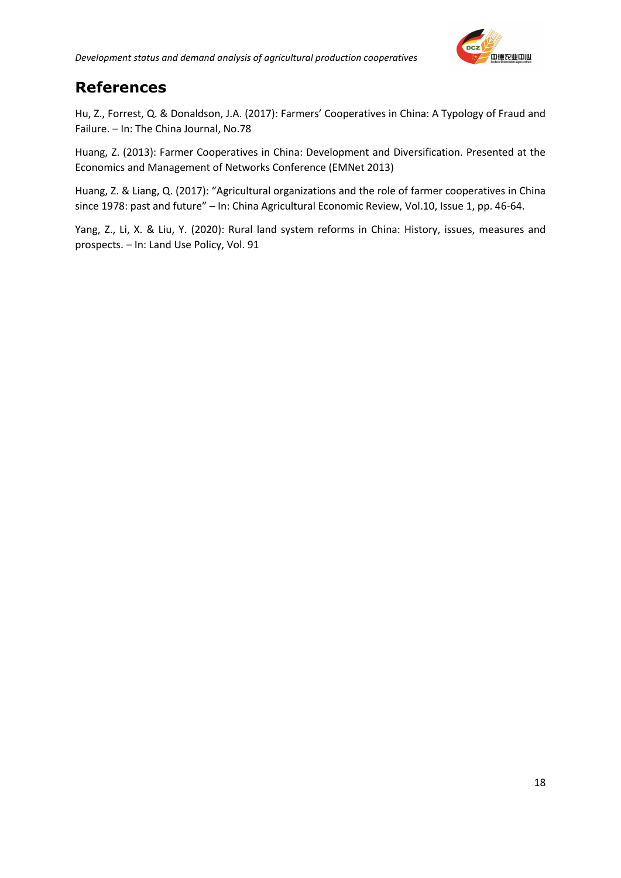# References

Hu, Z., Forrest, Q. & Donaldson, J.A. (2017): Farmers' Cooperatives in China: A Typology of Fraud and Failure. – In: The China Journal, No.78

Huang, Z. (2013): Farmer Cooperatives in China: Development and Diversification. Presented at the Economics and Management of Networks Conference (EMNet 2013)

Huang, Z. & Liang, Q. (2017): "Agricultural organizations and the role of farmer cooperatives in China since 1978: past and future" – In: China Agricultural Economic Review, Vol.10, Issue 1, pp. 46-64.

Yang, Z., Li, X. & Liu, Y. (2020): Rural land system reforms in China: History, issues, measures and prospects. – In: Land Use Policy, Vol. 91